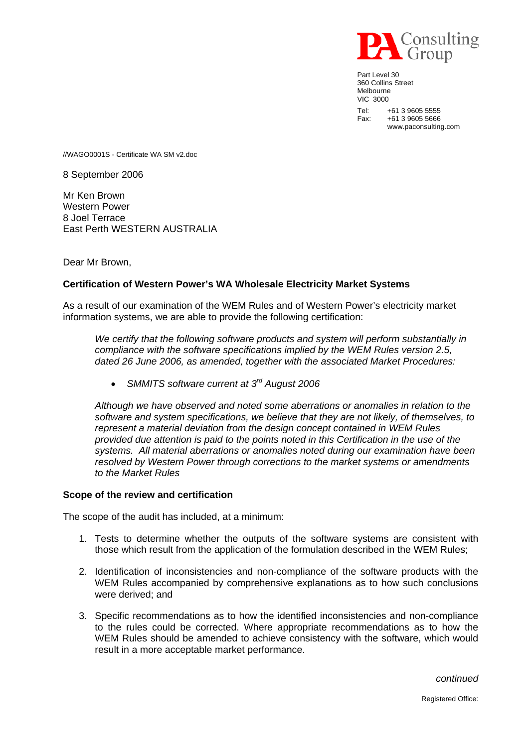PA Consulting Group

Part Level 30
360 Collins Street
Melbourne
VIC 3000

Tel: +61 3 9605 5555
Fax: +61 3 9605 5666
www.paconsulting.com

//WAGO0001S - Certificate WA SM v2.doc

8 September 2006

Mr Ken Brown
Western Power
8 Joel Terrace
East Perth WESTERN AUSTRALIA

Dear Mr Brown,

**Certification of Western Power's WA Wholesale Electricity Market Systems**

As a result of our examination of the WEM Rules and of Western Power's electricity market information systems, we are able to provide the following certification:

> *We certify that the following software products and system will perform substantially in compliance with the software specifications implied by the WEM Rules version 2.5, dated 26 June 2006, as amended, together with the associated Market Procedures:*
>
> - *SMMITS software current at 3rd August 2006*
>
> *Although we have observed and noted some aberrations or anomalies in relation to the software and system specifications, we believe that they are not likely, of themselves, to represent a material deviation from the design concept contained in WEM Rules provided due attention is paid to the points noted in this Certification in the use of the systems. All material aberrations or anomalies noted during our examination have been resolved by Western Power through corrections to the market systems or amendments to the Market Rules*

**Scope of the review and certification**

The scope of the audit has included, at a minimum:

1. Tests to determine whether the outputs of the software systems are consistent with those which result from the application of the formulation described in the WEM Rules;
2. Identification of inconsistencies and non-compliance of the software products with the WEM Rules accompanied by comprehensive explanations as to how such conclusions were derived; and
3. Specific recommendations as to how the identified inconsistencies and non-compliance to the rules could be corrected. Where appropriate recommendations as to how the WEM Rules should be amended to achieve consistency with the software, which would result in a more acceptable market performance.

*continued*

Registered Office: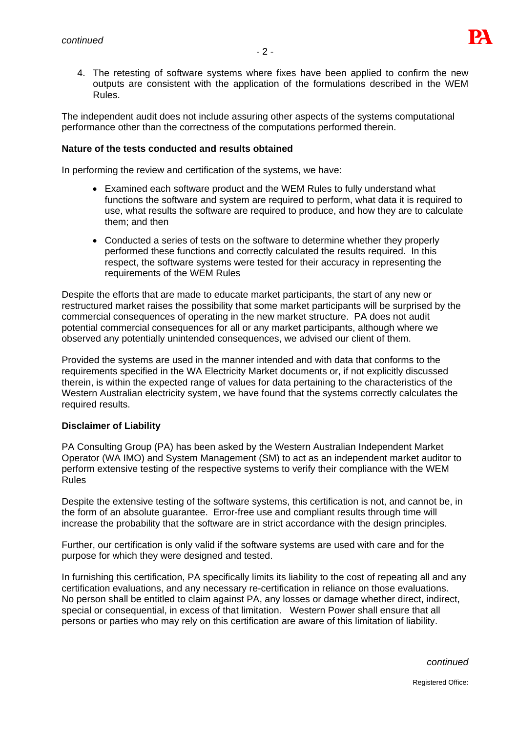4. The retesting of software systems where fixes have been applied to confirm the new outputs are consistent with the application of the formulations described in the WEM Rules.

The independent audit does not include assuring other aspects of the systems computational performance other than the correctness of the computations performed therein.

**Nature of the tests conducted and results obtained**

In performing the review and certification of the systems, we have:

- Examined each software product and the WEM Rules to fully understand what functions the software and system are required to perform, what data it is required to use, what results the software are required to produce, and how they are to calculate them; and then
- Conducted a series of tests on the software to determine whether they properly performed these functions and correctly calculated the results required. In this respect, the software systems were tested for their accuracy in representing the requirements of the WEM Rules

Despite the efforts that are made to educate market participants, the start of any new or restructured market raises the possibility that some market participants will be surprised by the commercial consequences of operating in the new market structure. PA does not audit potential commercial consequences for all or any market participants, although where we observed any potentially unintended consequences, we advised our client of them.

Provided the systems are used in the manner intended and with data that conforms to the requirements specified in the WA Electricity Market documents or, if not explicitly discussed therein, is within the expected range of values for data pertaining to the characteristics of the Western Australian electricity system, we have found that the systems correctly calculates the required results.

**Disclaimer of Liability**

PA Consulting Group (PA) has been asked by the Western Australian Independent Market Operator (WA IMO) and System Management (SM) to act as an independent market auditor to perform extensive testing of the respective systems to verify their compliance with the WEM Rules

Despite the extensive testing of the software systems, this certification is not, and cannot be, in the form of an absolute guarantee. Error-free use and compliant results through time will increase the probability that the software are in strict accordance with the design principles.

Further, our certification is only valid if the software systems are used with care and for the purpose for which they were designed and tested.

In furnishing this certification, PA specifically limits its liability to the cost of repeating all and any certification evaluations, and any necessary re-certification in reliance on those evaluations. No person shall be entitled to claim against PA, any losses or damage whether direct, indirect, special or consequential, in excess of that limitation. Western Power shall ensure that all persons or parties who may rely on this certification are aware of this limitation of liability.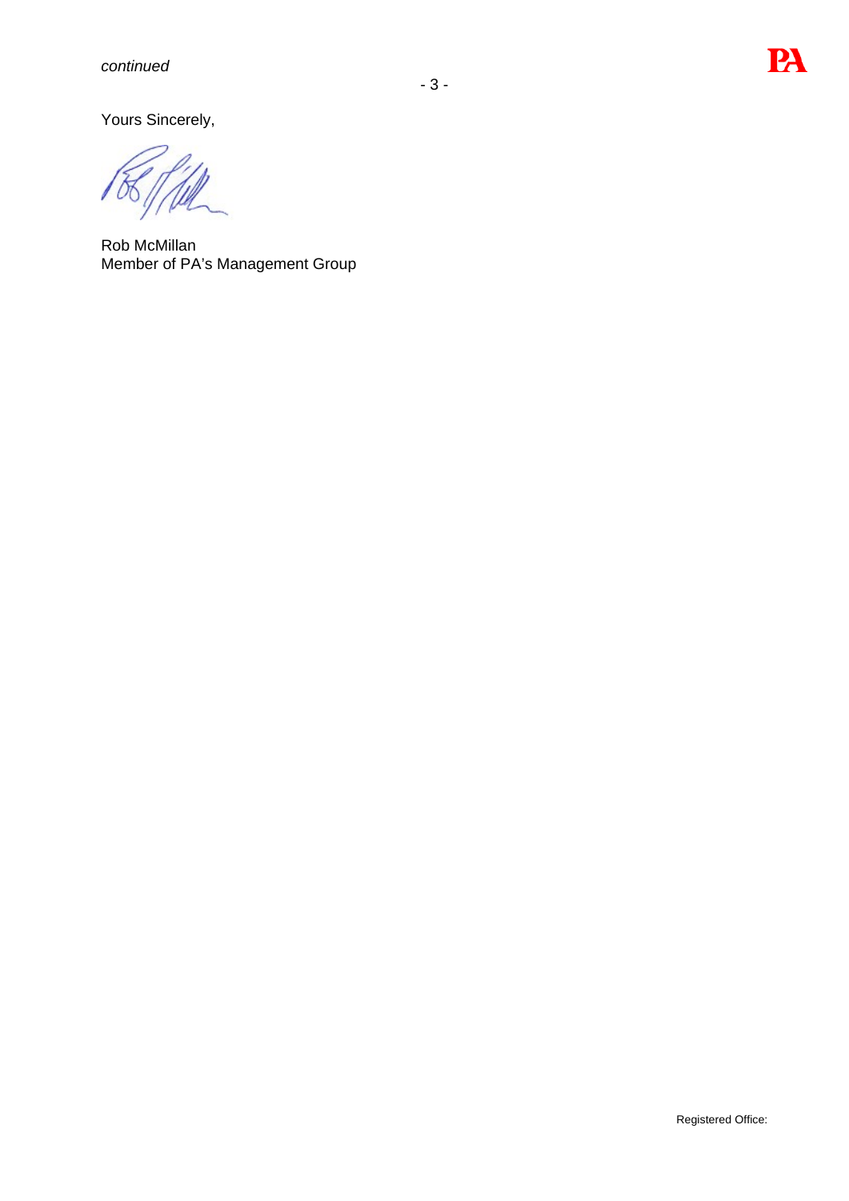*continued*

Yours Sincerely,

Rob McMillan
Member of PA's Management Group

Registered Office: